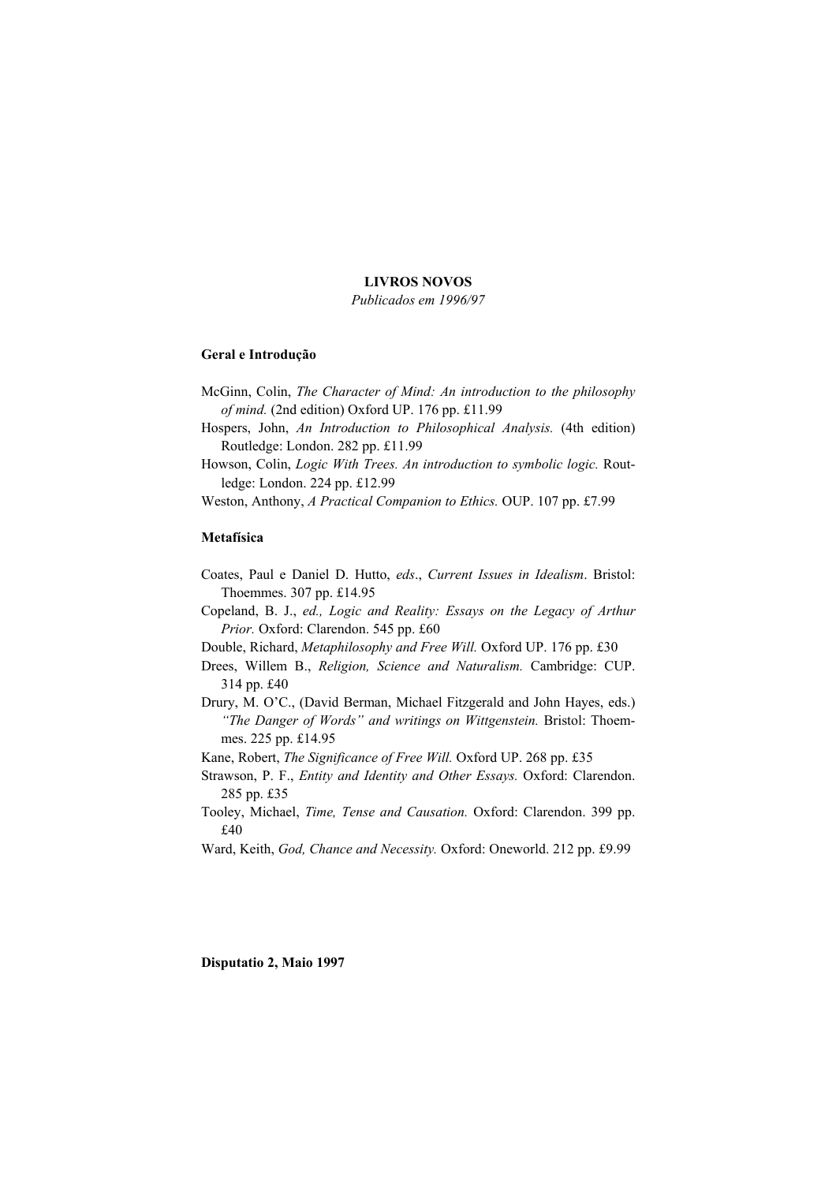# LIVROS NOVOS

*Publicados em 1996/97*

## Geral e Introdução

McGinn, Colin, *The Character of Mind: An introduction to the philosophy of mind.* (2nd edition) Oxford UP. 176 pp. £11.99

Hospers, John, *An Introduction to Philosophical Analysis.* (4th edition) Routledge: London. 282 pp. £11.99

Howson, Colin, *Logic With Trees. An introduction to symbolic logic.* Routledge: London. 224 pp. £12.99

Weston, Anthony, *A Practical Companion to Ethics.* OUP. 107 pp. £7.99

## Metafísica

Coates, Paul e Daniel D. Hutto, *eds*., *Current Issues in Idealism*. Bristol: Thoemmes. 307 pp. £14.95

Copeland, B. J., *ed., Logic and Reality: Essays on the Legacy of Arthur Prior.* Oxford: Clarendon. 545 pp. £60

Double, Richard, *Metaphilosophy and Free Will.* Oxford UP. 176 pp. £30

Drees, Willem B., *Religion, Science and Naturalism.* Cambridge: CUP. 314 pp. £40

Drury, M. O'C., (David Berman, Michael Fitzgerald and John Hayes, eds.) *"The Danger of Words" and writings on Wittgenstein.* Bristol: Thoemmes. 225 pp. £14.95

Kane, Robert, *The Significance of Free Will.* Oxford UP. 268 pp. £35

Strawson, P. F., *Entity and Identity and Other Essays.* Oxford: Clarendon. 285 pp. £35

Tooley, Michael, *Time, Tense and Causation.* Oxford: Clarendon. 399 pp. £40

Ward, Keith, *God, Chance and Necessity.* Oxford: Oneworld. 212 pp. £9.99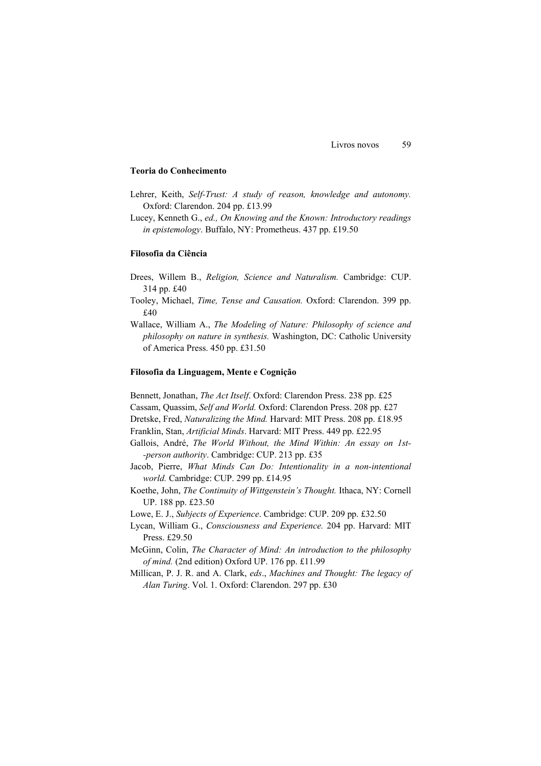### Teoria do Conhecimento

Lehrer, Keith, *Self-Trust: A study of reason, knowledge and autonomy.* Oxford: Clarendon. 204 pp. £13.99

Lucey, Kenneth G., *ed., On Knowing and the Known: Introductory readings in epistemology*. Buffalo, NY: Prometheus. 437 pp. £19.50

### Filosofia da Ciência

Drees, Willem B., *Religion, Science and Naturalism.* Cambridge: CUP. 314 pp. £40

Tooley, Michael, *Time, Tense and Causation.* Oxford: Clarendon. 399 pp. £40

Wallace, William A., *The Modeling of Nature: Philosophy of science and philosophy on nature in synthesis.* Washington, DC: Catholic University of America Press. 450 pp. £31.50

### Filosofia da Linguagem, Mente e Cognição

Bennett, Jonathan, *The Act Itself*. Oxford: Clarendon Press. 238 pp. £25

Cassam, Quassim, *Self and World.* Oxford: Clarendon Press. 208 pp. £27

Dretske, Fred, *Naturalizing the Mind.* Harvard: MIT Press. 208 pp. £18.95

Franklin, Stan, *Artificial Minds*. Harvard: MIT Press. 449 pp. £22.95

Gallois, André, *The World Without, the Mind Within: An essay on 1st--person authority*. Cambridge: CUP. 213 pp. £35

Jacob, Pierre, *What Minds Can Do: Intentionality in a non-intentional world.* Cambridge: CUP. 299 pp. £14.95

Koethe, John, *The Continuity of Wittgenstein's Thought.* Ithaca, NY: Cornell UP. 188 pp. £23.50

Lowe, E. J., *Subjects of Experience*. Cambridge: CUP. 209 pp. £32.50

Lycan, William G., *Consciousness and Experience.* 204 pp. Harvard: MIT Press. £29.50

McGinn, Colin, *The Character of Mind: An introduction to the philosophy of mind.* (2nd edition) Oxford UP. 176 pp. £11.99

Millican, P. J. R. and A. Clark, *eds*., *Machines and Thought: The legacy of Alan Turing*. Vol. 1. Oxford: Clarendon. 297 pp. £30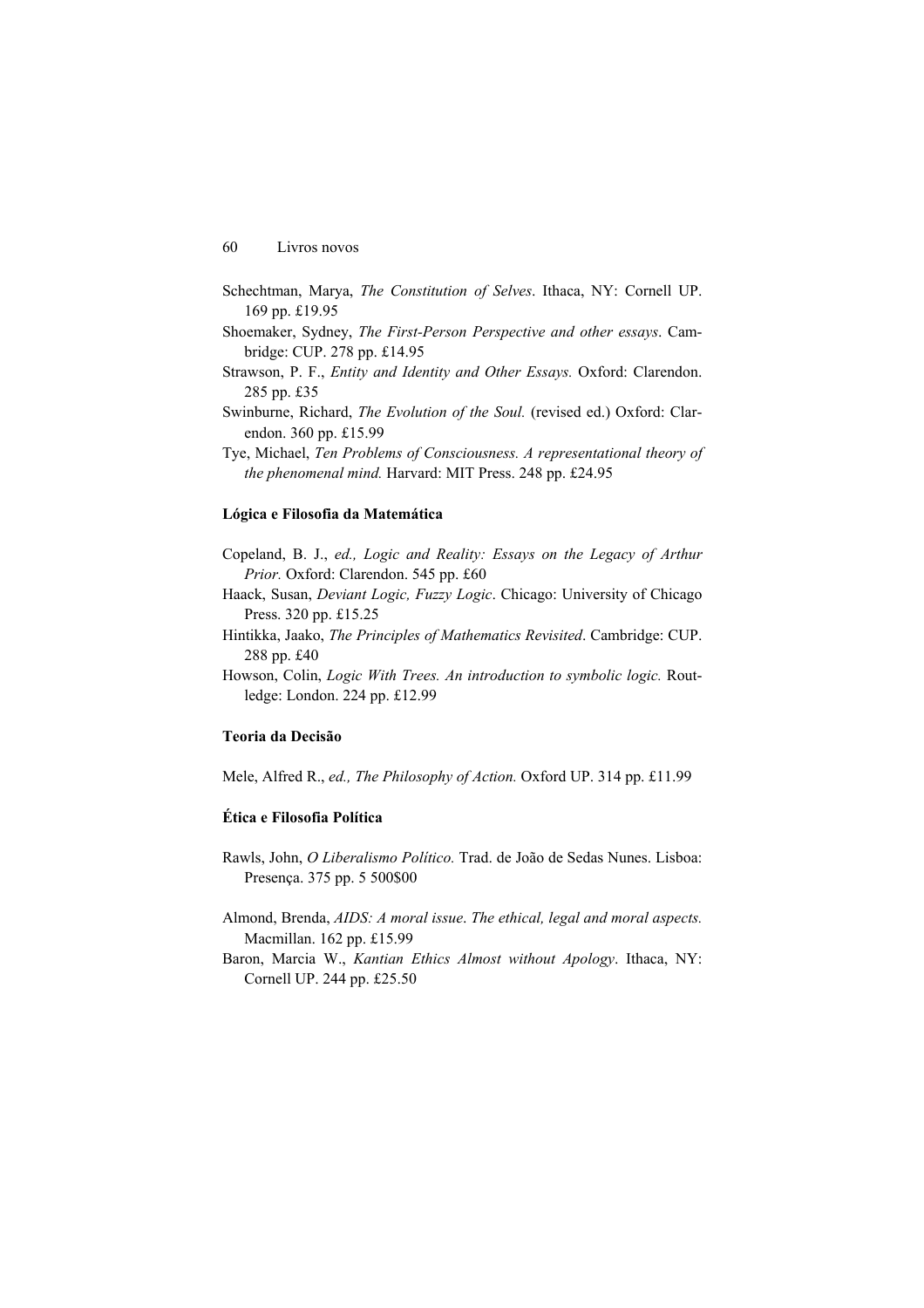Schechtman, Marya, *The Constitution of Selves*. Ithaca, NY: Cornell UP. 169 pp. £19.95

Shoemaker, Sydney, *The First-Person Perspective and other essays*. Cambridge: CUP. 278 pp. £14.95

Strawson, P. F., *Entity and Identity and Other Essays.* Oxford: Clarendon. 285 pp. £35

Swinburne, Richard, *The Evolution of the Soul.* (revised ed.) Oxford: Clarendon. 360 pp. £15.99

Tye, Michael, *Ten Problems of Consciousness. A representational theory of the phenomenal mind.* Harvard: MIT Press. 248 pp. £24.95

**Lógica e Filosofia da Matemática**

Copeland, B. J., *ed., Logic and Reality: Essays on the Legacy of Arthur Prior.* Oxford: Clarendon. 545 pp. £60

Haack, Susan, *Deviant Logic, Fuzzy Logic*. Chicago: University of Chicago Press. 320 pp. £15.25

Hintikka, Jaako, *The Principles of Mathematics Revisited*. Cambridge: CUP. 288 pp. £40

Howson, Colin, *Logic With Trees. An introduction to symbolic logic.* Routledge: London. 224 pp. £12.99

**Teoria da Decisão**

Mele, Alfred R., *ed., The Philosophy of Action.* Oxford UP. 314 pp. £11.99

**Ética e Filosofia Política**

Rawls, John, *O Liberalismo Político.* Trad. de João de Sedas Nunes. Lisboa: Presença. 375 pp. 5 500$00

Almond, Brenda, *AIDS: A moral issue*. *The ethical, legal and moral aspects.* Macmillan. 162 pp. £15.99

Baron, Marcia W., *Kantian Ethics Almost without Apology*. Ithaca, NY: Cornell UP. 244 pp. £25.50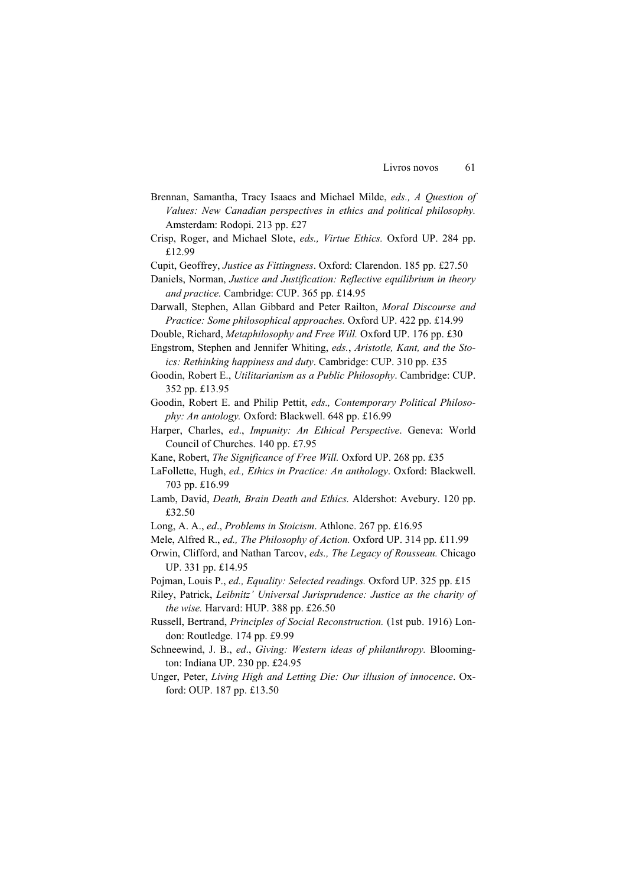Brennan, Samantha, Tracy Isaacs and Michael Milde, *eds., A Question of Values: New Canadian perspectives in ethics and political philosophy.* Amsterdam: Rodopi. 213 pp. £27

Crisp, Roger, and Michael Slote, *eds., Virtue Ethics.* Oxford UP. 284 pp. £12.99

Cupit, Geoffrey, *Justice as Fittingness*. Oxford: Clarendon. 185 pp. £27.50

Daniels, Norman, *Justice and Justification: Reflective equilibrium in theory and practice.* Cambridge: CUP. 365 pp. £14.95

Darwall, Stephen, Allan Gibbard and Peter Railton, *Moral Discourse and Practice: Some philosophical approaches.* Oxford UP. 422 pp. £14.99

Double, Richard, *Metaphilosophy and Free Will.* Oxford UP. 176 pp. £30

Engstrom, Stephen and Jennifer Whiting, *eds.*, *Aristotle, Kant, and the Stoics: Rethinking happiness and duty*. Cambridge: CUP. 310 pp. £35

Goodin, Robert E., *Utilitarianism as a Public Philosophy*. Cambridge: CUP. 352 pp. £13.95

Goodin, Robert E. and Philip Pettit, *eds., Contemporary Political Philosophy: An antology.* Oxford: Blackwell. 648 pp. £16.99

Harper, Charles, *ed*., *Impunity: An Ethical Perspective*. Geneva: World Council of Churches. 140 pp. £7.95

Kane, Robert, *The Significance of Free Will.* Oxford UP. 268 pp. £35

LaFollette, Hugh, *ed., Ethics in Practice: An anthology*. Oxford: Blackwell. 703 pp. £16.99

Lamb, David, *Death, Brain Death and Ethics.* Aldershot: Avebury. 120 pp. £32.50

Long, A. A., *ed*., *Problems in Stoicism*. Athlone. 267 pp. £16.95

Mele, Alfred R., *ed., The Philosophy of Action.* Oxford UP. 314 pp. £11.99

Orwin, Clifford, and Nathan Tarcov, *eds., The Legacy of Rousseau.* Chicago UP. 331 pp. £14.95

Pojman, Louis P., *ed., Equality: Selected readings.* Oxford UP. 325 pp. £15

Riley, Patrick, *Leibnitz' Universal Jurisprudence: Justice as the charity of the wise.* Harvard: HUP. 388 pp. £26.50

Russell, Bertrand, *Principles of Social Reconstruction.* (1st pub. 1916) London: Routledge. 174 pp. £9.99

Schneewind, J. B., *ed*., *Giving: Western ideas of philanthropy.* Bloomington: Indiana UP. 230 pp. £24.95

Unger, Peter, *Living High and Letting Die: Our illusion of innocence*. Oxford: OUP. 187 pp. £13.50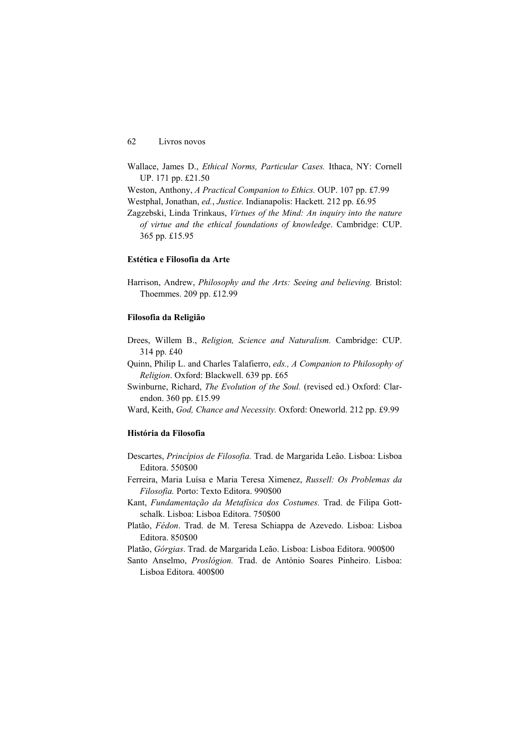Wallace, James D., *Ethical Norms, Particular Cases.* Ithaca, NY: Cornell UP. 171 pp. £21.50

Weston, Anthony, *A Practical Companion to Ethics.* OUP. 107 pp. £7.99

Westphal, Jonathan, *ed.*, *Justice*. Indianapolis: Hackett. 212 pp. £6.95

Zagzebski, Linda Trinkaus, *Virtues of the Mind: An inquiry into the nature of virtue and the ethical foundations of knowledge*. Cambridge: CUP. 365 pp. £15.95

### Estética e Filosofia da Arte

Harrison, Andrew, *Philosophy and the Arts: Seeing and believing.* Bristol: Thoemmes. 209 pp. £12.99

### Filosofia da Religião

Drees, Willem B., *Religion, Science and Naturalism.* Cambridge: CUP. 314 pp. £40

Quinn, Philip L. and Charles Talafierro, *eds., A Companion to Philosophy of Religion*. Oxford: Blackwell. 639 pp. £65

Swinburne, Richard, *The Evolution of the Soul.* (revised ed.) Oxford: Clarendon. 360 pp. £15.99

Ward, Keith, *God, Chance and Necessity.* Oxford: Oneworld. 212 pp. £9.99

### História da Filosofia

Descartes, *Princípios de Filosofia.* Trad. de Margarida Leão. Lisboa: Lisboa Editora. 550$00

Ferreira, Maria Luísa e Maria Teresa Ximenez, *Russell: Os Problemas da Filosofia.* Porto: Texto Editora. 990$00

Kant, *Fundamentação da Metafísica dos Costumes.* Trad. de Filipa Gottschalk. Lisboa: Lisboa Editora. 750$00

Platão, *Fédon*. Trad. de M. Teresa Schiappa de Azevedo. Lisboa: Lisboa Editora. 850$00

Platão, *Górgias*. Trad. de Margarida Leão. Lisboa: Lisboa Editora. 900$00

Santo Anselmo, *Proslógion.* Trad. de António Soares Pinheiro. Lisboa: Lisboa Editora. 400$00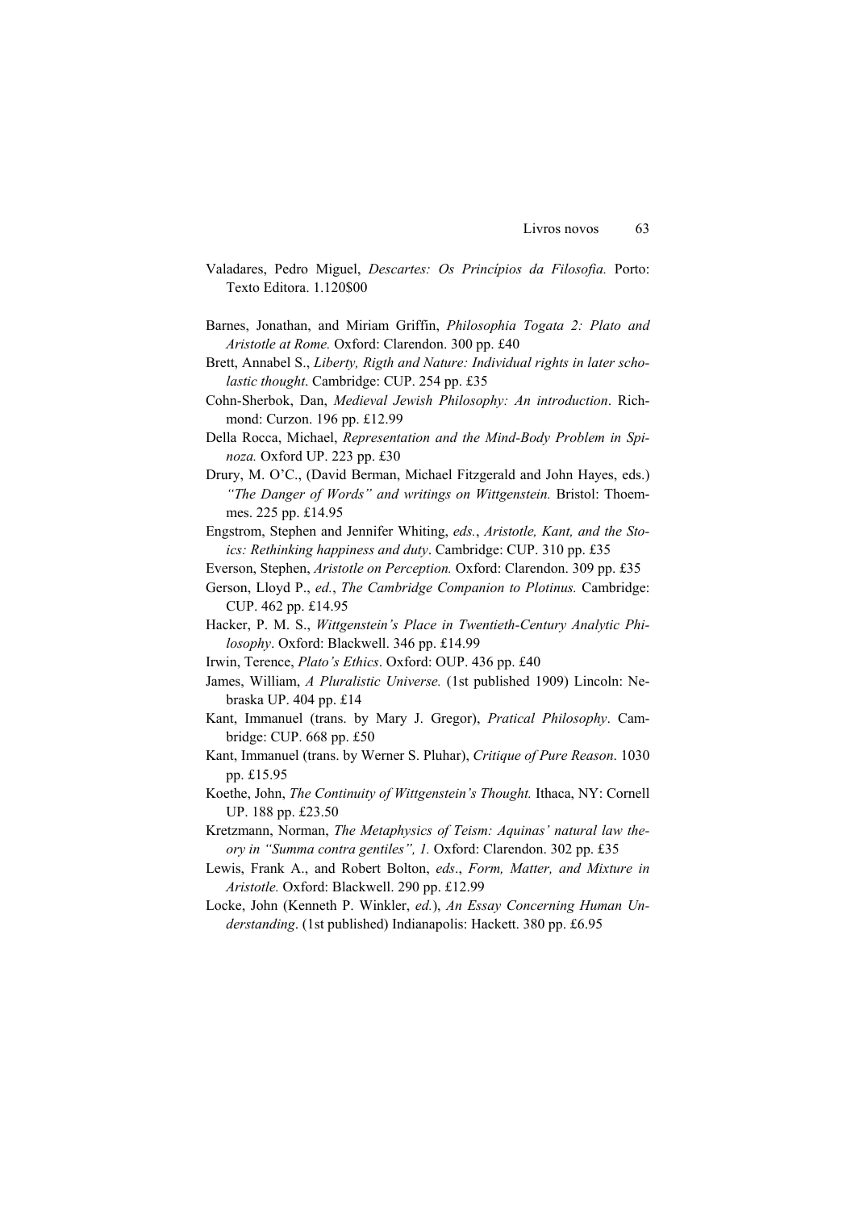Valadares, Pedro Miguel, *Descartes: Os Princípios da Filosofia.* Porto: Texto Editora. 1.120$00

Barnes, Jonathan, and Miriam Griffin, *Philosophia Togata 2: Plato and Aristotle at Rome.* Oxford: Clarendon. 300 pp. £40

Brett, Annabel S., *Liberty, Rigth and Nature: Individual rights in later scholastic thought*. Cambridge: CUP. 254 pp. £35

Cohn-Sherbok, Dan, *Medieval Jewish Philosophy: An introduction*. Richmond: Curzon. 196 pp. £12.99

Della Rocca, Michael, *Representation and the Mind-Body Problem in Spinoza.* Oxford UP. 223 pp. £30

Drury, M. O'C., (David Berman, Michael Fitzgerald and John Hayes, eds.) *"The Danger of Words" and writings on Wittgenstein.* Bristol: Thoemmes. 225 pp. £14.95

Engstrom, Stephen and Jennifer Whiting, *eds.*, *Aristotle, Kant, and the Stoics: Rethinking happiness and duty*. Cambridge: CUP. 310 pp. £35

Everson, Stephen, *Aristotle on Perception.* Oxford: Clarendon. 309 pp. £35

Gerson, Lloyd P., *ed.*, *The Cambridge Companion to Plotinus.* Cambridge: CUP. 462 pp. £14.95

Hacker, P. M. S., *Wittgenstein's Place in Twentieth-Century Analytic Philosophy*. Oxford: Blackwell. 346 pp. £14.99

Irwin, Terence, *Plato's Ethics*. Oxford: OUP. 436 pp. £40

James, William, *A Pluralistic Universe.* (1st published 1909) Lincoln: Nebraska UP. 404 pp. £14

Kant, Immanuel (trans. by Mary J. Gregor), *Pratical Philosophy*. Cambridge: CUP. 668 pp. £50

Kant, Immanuel (trans. by Werner S. Pluhar), *Critique of Pure Reason*. 1030 pp. £15.95

Koethe, John, *The Continuity of Wittgenstein's Thought.* Ithaca, NY: Cornell UP. 188 pp. £23.50

Kretzmann, Norman, *The Metaphysics of Teism: Aquinas' natural law theory in "Summa contra gentiles", 1.* Oxford: Clarendon. 302 pp. £35

Lewis, Frank A., and Robert Bolton, *eds*., *Form, Matter, and Mixture in Aristotle.* Oxford: Blackwell. 290 pp. £12.99

Locke, John (Kenneth P. Winkler, *ed.*), *An Essay Concerning Human Understanding*. (1st published) Indianapolis: Hackett. 380 pp. £6.95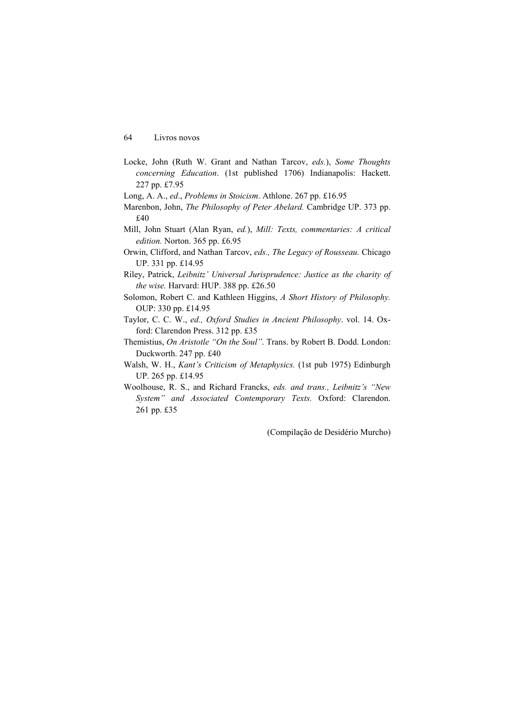Locke, John (Ruth W. Grant and Nathan Tarcov, *eds.*), *Some Thoughts concerning Education*. (1st published 1706) Indianapolis: Hackett. 227 pp. £7.95

Long, A. A., *ed*., *Problems in Stoicism*. Athlone. 267 pp. £16.95

Marenbon, John, *The Philosophy of Peter Abelard.* Cambridge UP. 373 pp. £40

Mill, John Stuart (Alan Ryan, *ed.*), *Mill: Texts, commentaries: A critical edition.* Norton. 365 pp. £6.95

Orwin, Clifford, and Nathan Tarcov, *eds., The Legacy of Rousseau.* Chicago UP. 331 pp. £14.95

Riley, Patrick, *Leibnitz' Universal Jurisprudence: Justice as the charity of the wise.* Harvard: HUP. 388 pp. £26.50

Solomon, Robert C. and Kathleen Higgins, *A Short History of Philosophy.* OUP: 330 pp. £14.95

Taylor, C. C. W., *ed., Oxford Studies in Ancient Philosophy*. vol. 14. Oxford: Clarendon Press. 312 pp. £35

Themistius, *On Aristotle "On the Soul"*. Trans. by Robert B. Dodd. London: Duckworth. 247 pp. £40

Walsh, W. H., *Kant's Criticism of Metaphysics.* (1st pub 1975) Edinburgh UP. 265 pp. £14.95

Woolhouse, R. S., and Richard Francks, *eds. and trans., Leibnitz's "New System" and Associated Contemporary Texts.* Oxford: Clarendon. 261 pp. £35

(Compilação de Desidério Murcho)